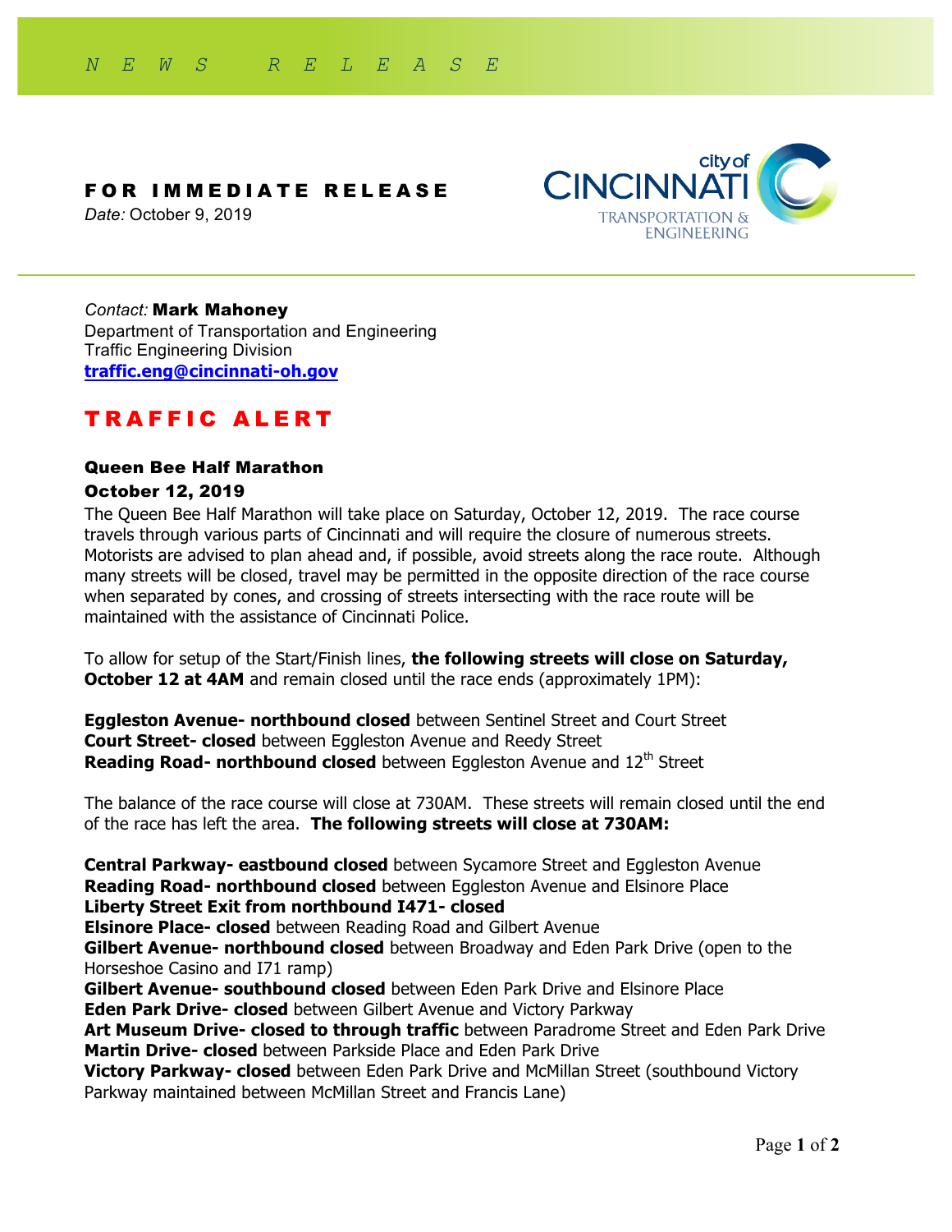*N E W S  R E L E A S E*

**FOR IMMEDIATE RELEASE**

*Date:* October 9, 2019

city of CINCINNATI
TRANSPORTATION & ENGINEERING

*Contact:* **Mark Mahoney**
Department of Transportation and Engineering
Traffic Engineering Division
**traffic.eng@cincinnati-oh.gov**

# TRAFFIC ALERT

### Queen Bee Half Marathon
### October 12, 2019

The Queen Bee Half Marathon will take place on Saturday, October 12, 2019. The race course travels through various parts of Cincinnati and will require the closure of numerous streets. Motorists are advised to plan ahead and, if possible, avoid streets along the race route. Although many streets will be closed, travel may be permitted in the opposite direction of the race course when separated by cones, and crossing of streets intersecting with the race route will be maintained with the assistance of Cincinnati Police.

To allow for setup of the Start/Finish lines, **the following streets will close on Saturday, October 12 at 4AM** and remain closed until the race ends (approximately 1PM):

**Eggleston Avenue- northbound closed** between Sentinel Street and Court Street
**Court Street- closed** between Eggleston Avenue and Reedy Street
**Reading Road- northbound closed** between Eggleston Avenue and 12th Street

The balance of the race course will close at 730AM. These streets will remain closed until the end of the race has left the area. **The following streets will close at 730AM:**

**Central Parkway- eastbound closed** between Sycamore Street and Eggleston Avenue
**Reading Road- northbound closed** between Eggleston Avenue and Elsinore Place
**Liberty Street Exit from northbound I471- closed**
**Elsinore Place- closed** between Reading Road and Gilbert Avenue
**Gilbert Avenue- northbound closed** between Broadway and Eden Park Drive (open to the Horseshoe Casino and I71 ramp)
**Gilbert Avenue- southbound closed** between Eden Park Drive and Elsinore Place
**Eden Park Drive- closed** between Gilbert Avenue and Victory Parkway
**Art Museum Drive- closed to through traffic** between Paradrome Street and Eden Park Drive
**Martin Drive- closed** between Parkside Place and Eden Park Drive
**Victory Parkway- closed** between Eden Park Drive and McMillan Street (southbound Victory Parkway maintained between McMillan Street and Francis Lane)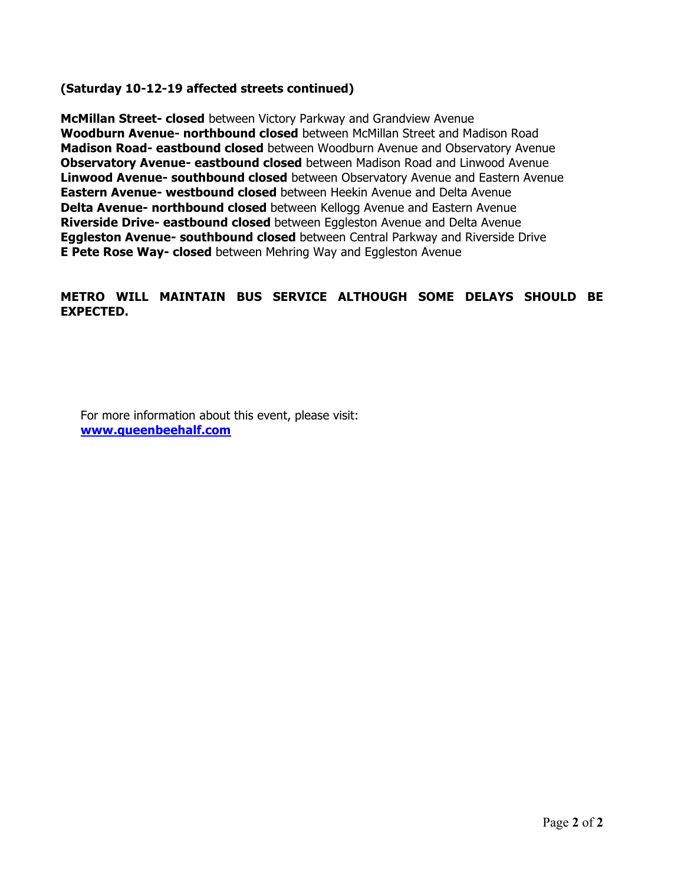**(Saturday 10-12-19 affected streets continued)**

**McMillan Street- closed** between Victory Parkway and Grandview Avenue
**Woodburn Avenue- northbound closed** between McMillan Street and Madison Road
**Madison Road- eastbound closed** between Woodburn Avenue and Observatory Avenue
**Observatory Avenue- eastbound closed** between Madison Road and Linwood Avenue
**Linwood Avenue- southbound closed** between Observatory Avenue and Eastern Avenue
**Eastern Avenue- westbound closed** between Heekin Avenue and Delta Avenue
**Delta Avenue- northbound closed** between Kellogg Avenue and Eastern Avenue
**Riverside Drive- eastbound closed** between Eggleston Avenue and Delta Avenue
**Eggleston Avenue- southbound closed** between Central Parkway and Riverside Drive
**E Pete Rose Way- closed** between Mehring Way and Eggleston Avenue

**METRO WILL MAINTAIN BUS SERVICE ALTHOUGH SOME DELAYS SHOULD BE EXPECTED.**

For more information about this event, please visit:
**www.queenbeehalf.com**